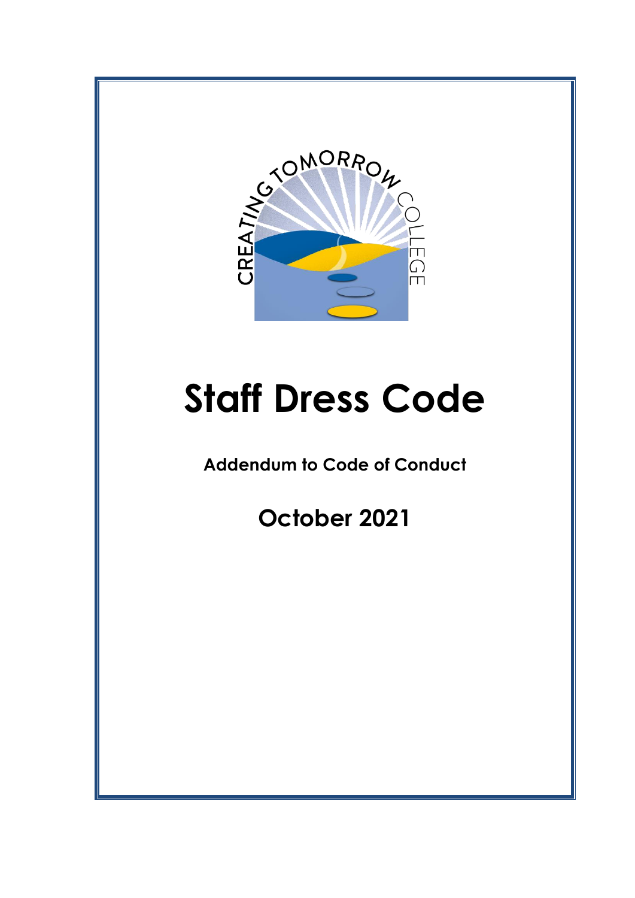# Staff Dress Code

**Addendum to Code of Conduct**

## October 2021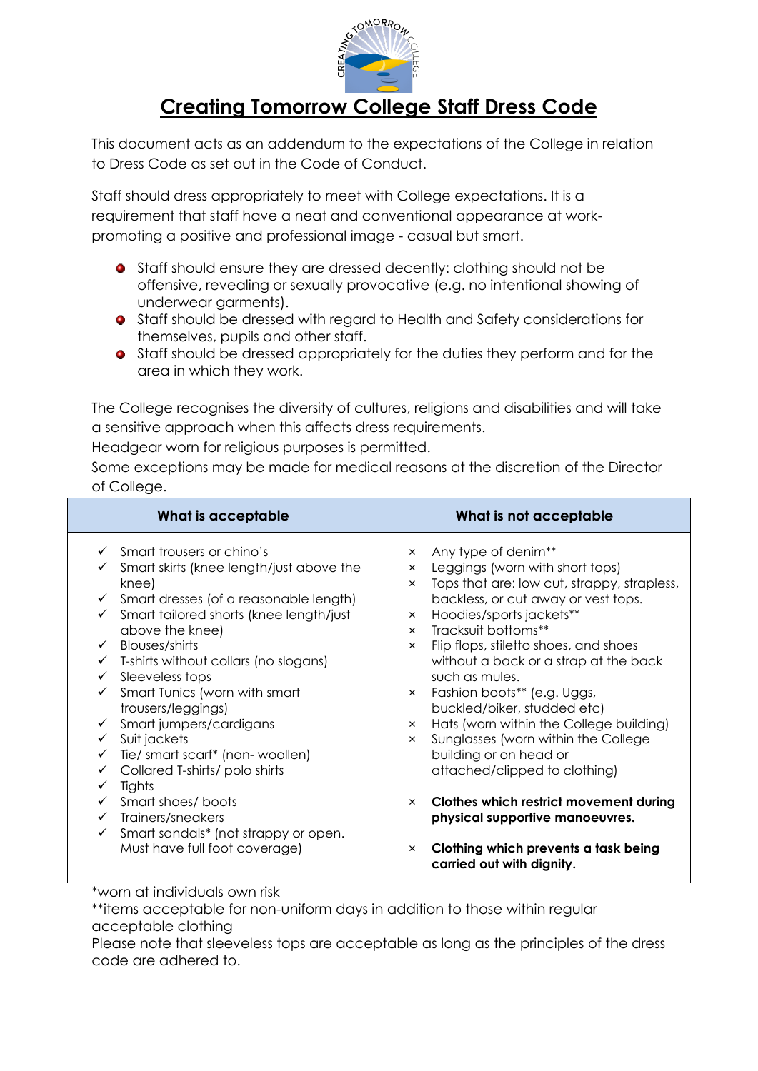# Creating Tomorrow College Staff Dress Code

This document acts as an addendum to the expectations of the College in relation to Dress Code as set out in the Code of Conduct.

Staff should dress appropriately to meet with College expectations. It is a requirement that staff have a neat and conventional appearance at work- promoting a positive and professional image - casual but smart.

- Staff should ensure they are dressed decently: clothing should not be offensive, revealing or sexually provocative (e.g. no intentional showing of underwear garments).
- Staff should be dressed with regard to Health and Safety considerations for themselves, pupils and other staff.
- Staff should be dressed appropriately for the duties they perform and for the area in which they work.

The College recognises the diversity of cultures, religions and disabilities and will take a sensitive approach when this affects dress requirements.
Headgear worn for religious purposes is permitted.
Some exceptions may be made for medical reasons at the discretion of the Director of College.

| What is acceptable | What is not acceptable |
| --- | --- |
| ✓ Smart trousers or chino's<br>✓ Smart skirts (knee length/just above the knee)<br>✓ Smart dresses (of a reasonable length)<br>✓ Smart tailored shorts (knee length/just above the knee)<br>✓ Blouses/shirts<br>✓ T-shirts without collars (no slogans)<br>✓ Sleeveless tops<br>✓ Smart Tunics (worn with smart trousers/leggings)<br>✓ Smart jumpers/cardigans<br>✓ Suit jackets<br>✓ Tie/ smart scarf* (non- woollen)<br>✓ Collared T-shirts/ polo shirts<br>✓ Tights<br>✓ Smart shoes/ boots<br>✓ Trainers/sneakers<br>✓ Smart sandals* (not strappy or open. Must have full foot coverage) | × Any type of denim**<br>× Leggings (worn with short tops)<br>× Tops that are: low cut, strappy, strapless, backless, or cut away or vest tops.<br>× Hoodies/sports jackets**<br>× Tracksuit bottoms**<br>× Flip flops, stiletto shoes, and shoes without a back or a strap at the back such as mules.<br>× Fashion boots** (e.g. Uggs, buckled/biker, studded etc)<br>× Hats (worn within the College building)<br>× Sunglasses (worn within the College building or on head or attached/clipped to clothing)<br>× **Clothes which restrict movement during physical supportive manoeuvres.**<br>× **Clothing which prevents a task being carried out with dignity.** |

*worn at individuals own risk
**items acceptable for non-uniform days in addition to those within regular acceptable clothing
Please note that sleeveless tops are acceptable as long as the principles of the dress code are adhered to.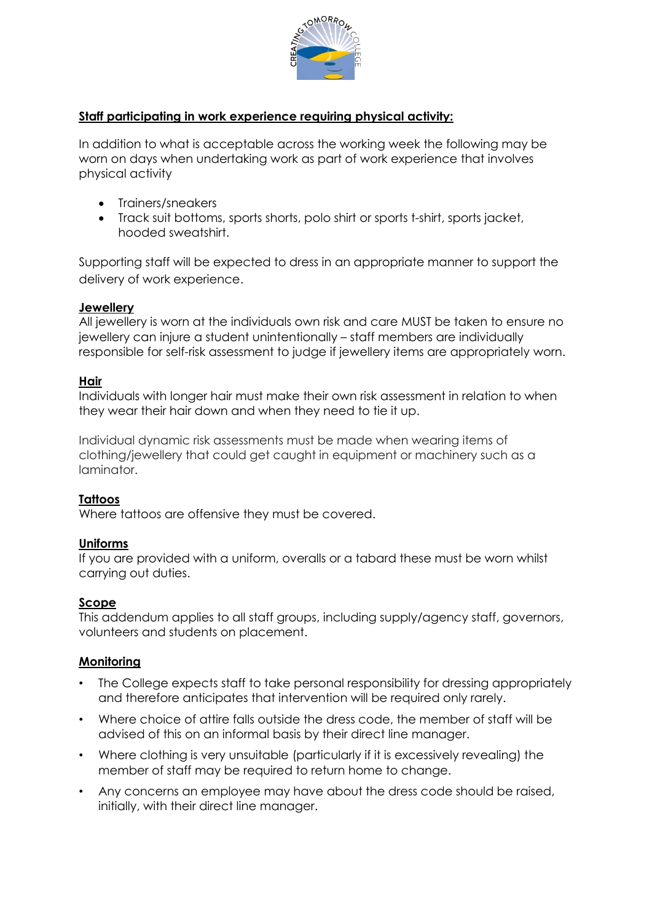**Staff participating in work experience requiring physical activity:**

In addition to what is acceptable across the working week the following may be worn on days when undertaking work as part of work experience that involves physical activity

- Trainers/sneakers
- Track suit bottoms, sports shorts, polo shirt or sports t-shirt, sports jacket, hooded sweatshirt.

Supporting staff will be expected to dress in an appropriate manner to support the delivery of work experience.

**Jewellery**

All jewellery is worn at the individuals own risk and care MUST be taken to ensure no jewellery can injure a student unintentionally – staff members are individually responsible for self-risk assessment to judge if jewellery items are appropriately worn.

**Hair**

Individuals with longer hair must make their own risk assessment in relation to when they wear their hair down and when they need to tie it up.

Individual dynamic risk assessments must be made when wearing items of clothing/jewellery that could get caught in equipment or machinery such as a laminator.

**Tattoos**

Where tattoos are offensive they must be covered.

**Uniforms**

If you are provided with a uniform, overalls or a tabard these must be worn whilst carrying out duties.

**Scope**

This addendum applies to all staff groups, including supply/agency staff, governors, volunteers and students on placement.

**Monitoring**

- The College expects staff to take personal responsibility for dressing appropriately and therefore anticipates that intervention will be required only rarely.
- Where choice of attire falls outside the dress code, the member of staff will be advised of this on an informal basis by their direct line manager.
- Where clothing is very unsuitable (particularly if it is excessively revealing) the member of staff may be required to return home to change.
- Any concerns an employee may have about the dress code should be raised, initially, with their direct line manager.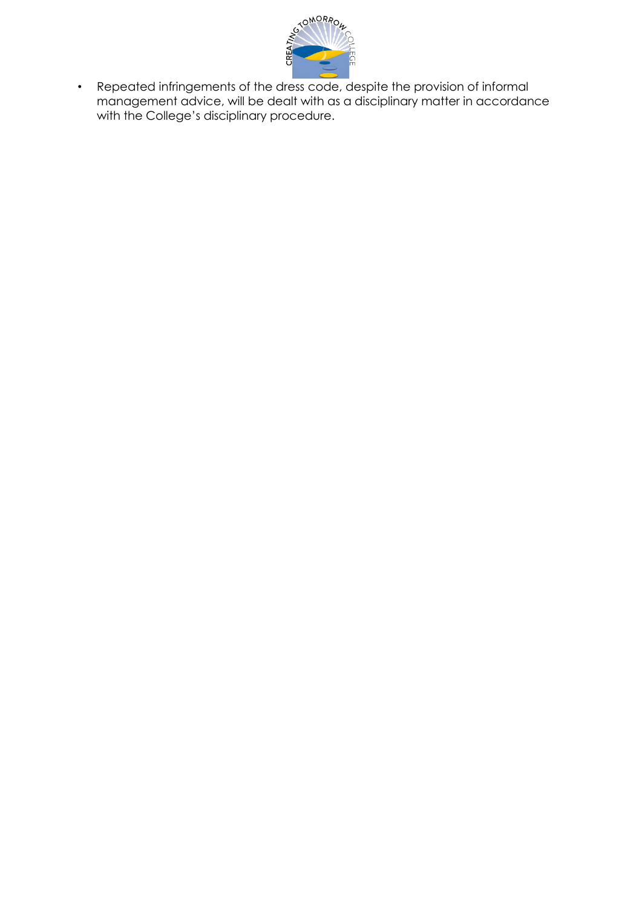- Repeated infringements of the dress code, despite the provision of informal management advice, will be dealt with as a disciplinary matter in accordance with the College's disciplinary procedure.